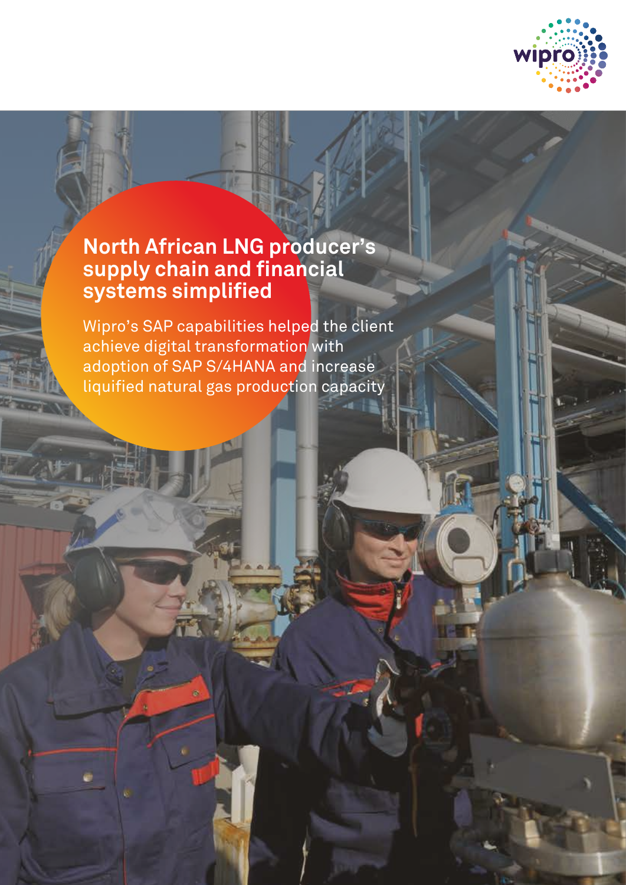# North African LNG producer's supply chain and financial systems simplified

Wipro's SAP capabilities helped the client achieve digital transformation with adoption of SAP S/4HANA and increase liquified natural gas production capacity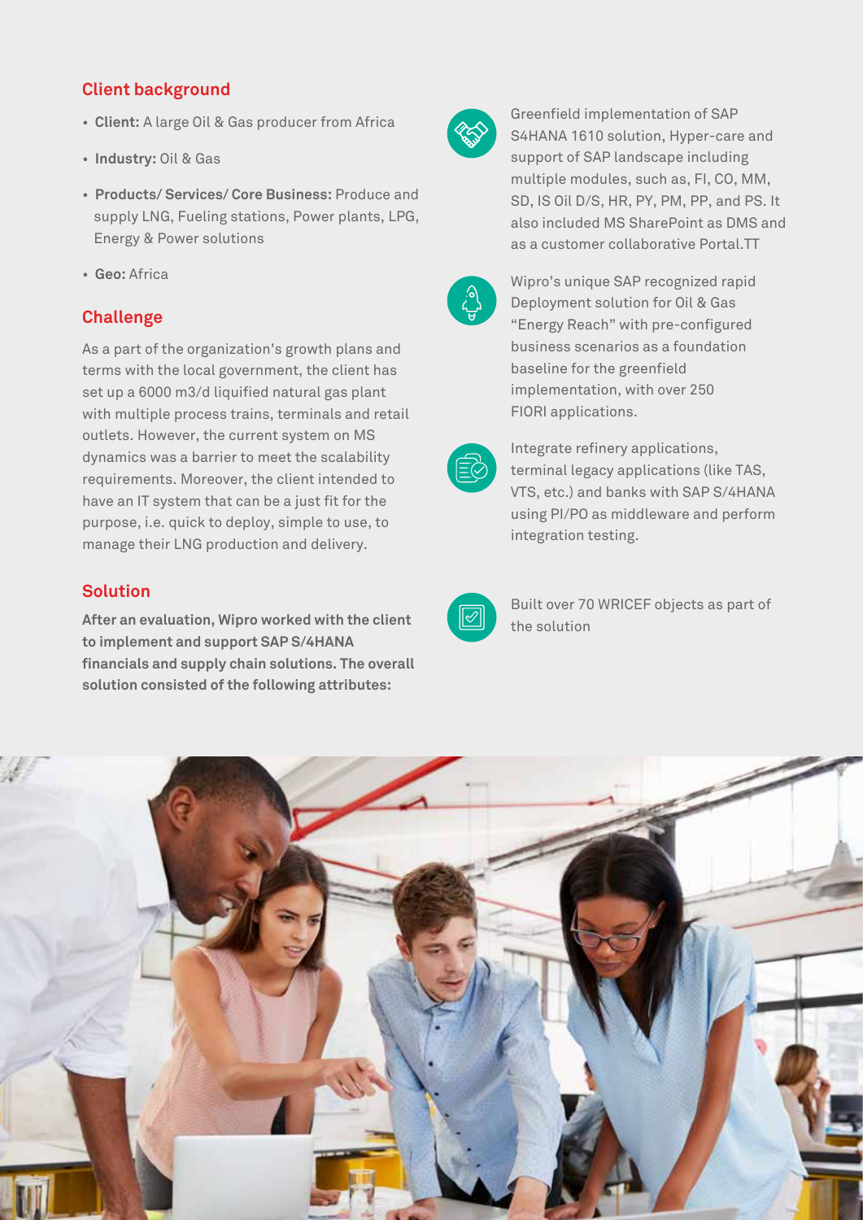## Client background

- **Client:** A large Oil & Gas producer from Africa
- **Industry:** Oil & Gas
- **Products/ Services/ Core Business:** Produce and supply LNG, Fueling stations, Power plants, LPG, Energy & Power solutions
- **Geo:** Africa

## Challenge

As a part of the organization's growth plans and terms with the local government, the client has set up a 6000 m3/d liquified natural gas plant with multiple process trains, terminals and retail outlets. However, the current system on MS dynamics was a barrier to meet the scalability requirements. Moreover, the client intended to have an IT system that can be a just fit for the purpose, i.e. quick to deploy, simple to use, to manage their LNG production and delivery.

## Solution

**After an evaluation, Wipro worked with the client to implement and support SAP S/4HANA financials and supply chain solutions. The overall solution consisted of the following attributes:**

- Greenfield implementation of SAP S4HANA 1610 solution, Hyper-care and support of SAP landscape including multiple modules, such as, FI, CO, MM, SD, IS Oil D/S, HR, PY, PM, PP, and PS. It also included MS SharePoint as DMS and as a customer collaborative Portal.TT
- Wipro's unique SAP recognized rapid Deployment solution for Oil & Gas "Energy Reach" with pre-configured business scenarios as a foundation baseline for the greenfield implementation, with over 250 FIORI applications.
- Integrate refinery applications, terminal legacy applications (like TAS, VTS, etc.) and banks with SAP S/4HANA using PI/PO as middleware and perform integration testing.
- Built over 70 WRICEF objects as part of the solution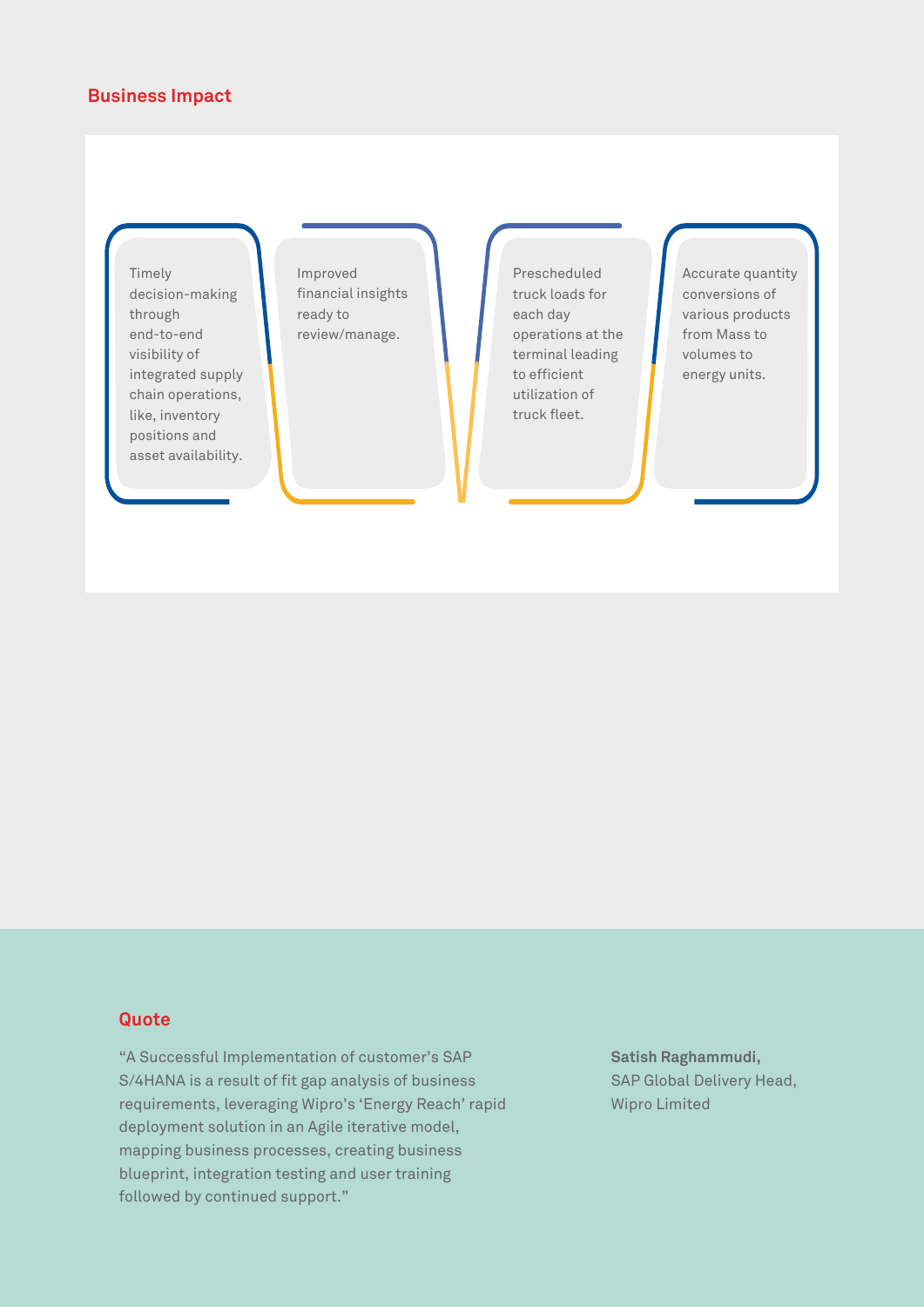## Business Impact

- Timely decision-making through end-to-end visibility of integrated supply chain operations, like, inventory positions and asset availability.
- Improved financial insights ready to review/manage.
- Prescheduled truck loads for each day operations at the terminal leading to efficient utilization of truck fleet.
- Accurate quantity conversions of various products from Mass to volumes to energy units.

## Quote

"A Successful Implementation of customer's SAP S/4HANA is a result of fit gap analysis of business requirements, leveraging Wipro's 'Energy Reach' rapid deployment solution in an Agile iterative model, mapping business processes, creating business blueprint, integration testing and user training followed by continued support."

**Satish Raghammudi,**
SAP Global Delivery Head,
Wipro Limited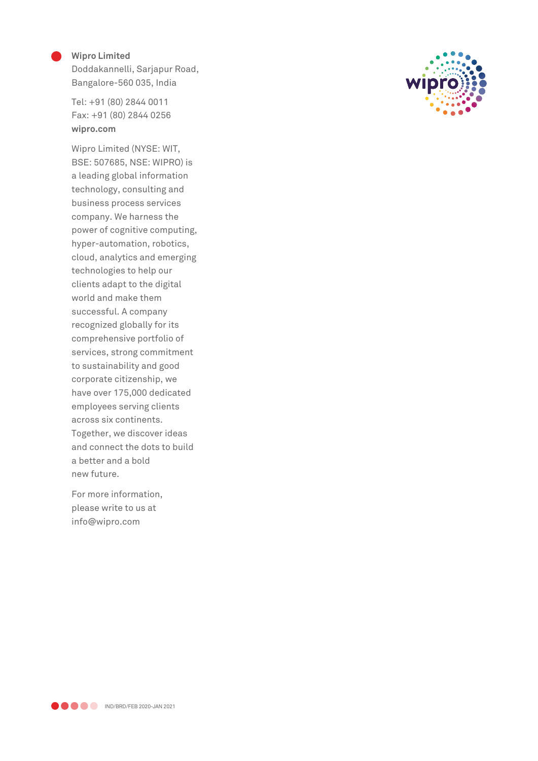**Wipro Limited**
Doddakannelli, Sarjapur Road,
Bangalore-560 035, India

Tel: +91 (80) 2844 0011
Fax: +91 (80) 2844 0256
**wipro.com**

Wipro Limited (NYSE: WIT, BSE: 507685, NSE: WIPRO) is a leading global information technology, consulting and business process services company. We harness the power of cognitive computing, hyper-automation, robotics, cloud, analytics and emerging technologies to help our clients adapt to the digital world and make them successful. A company recognized globally for its comprehensive portfolio of services, strong commitment to sustainability and good corporate citizenship, we have over 175,000 dedicated employees serving clients across six continents. Together, we discover ideas and connect the dots to build a better and a bold new future.

For more information, please write to us at info@wipro.com

IND/BRD/FEB 2020-JAN 2021